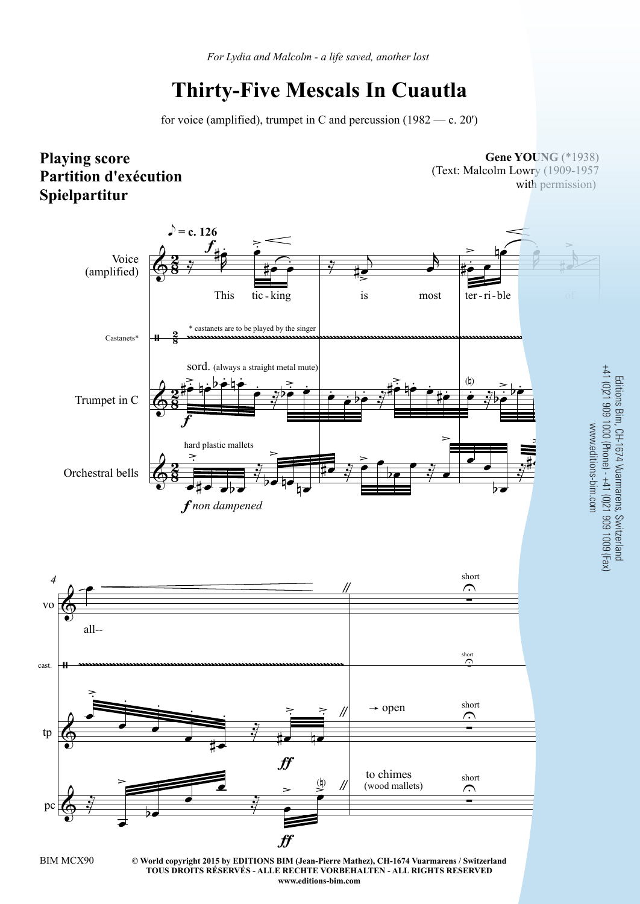*For Lydia and Malcolm - a life saved, another lost*

# Thirty-Five Mescals In Cuautla

for voice (amplified), trumpet in C and percussion (1982 — c. 20')

**Playing score**
**Partition d'exécution**
**Spielpartitur**

**Gene YOUNG** (*1938)
(Text: Malcolm Lowry (1909-1957 with permission)

Editions Bim, CH-1674 Vuarmarens, Switzerland
+41 (0)21 909 1000 (Phone) - +41 (0)21 909 1009 (Fax)
www.editions-bim.com

BIM MCX90

**© World copyright 2015 by EDITIONS BIM (Jean-Pierre Mathez), CH-1674 Vuarmarens / Switzerland**
**TOUS DROITS RÉSERVÉS - ALLE RECHTE VORBEHALTEN - ALL RIGHTS RESERVED**
**www.editions-bim.com**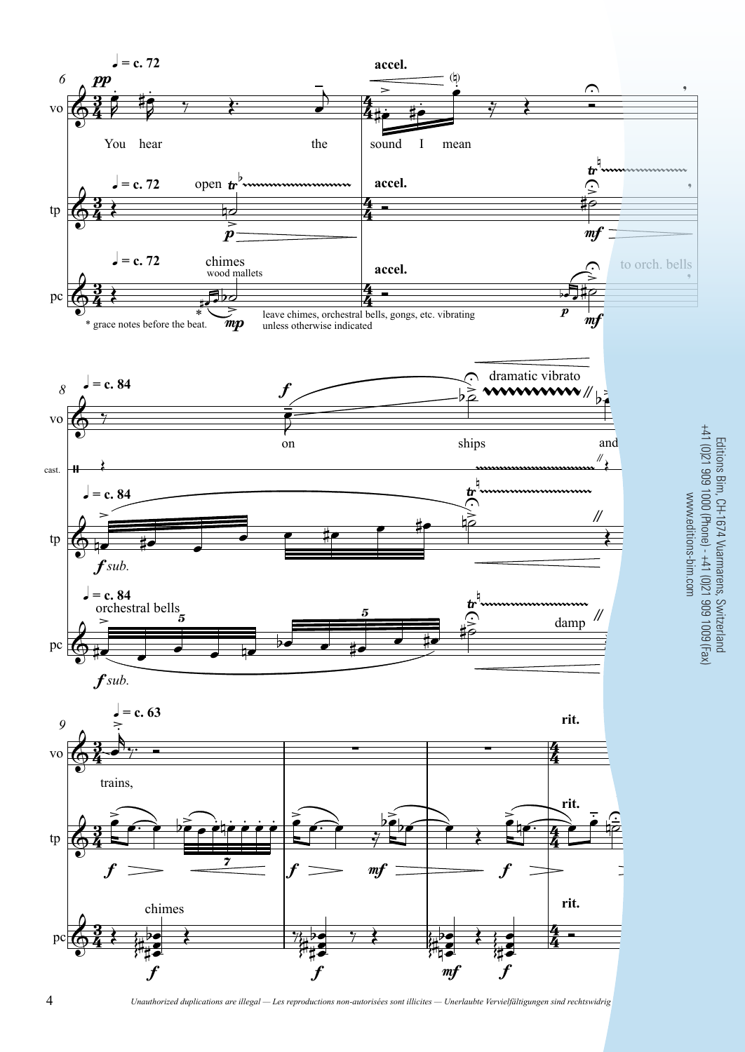\* grace notes before the beat.

leave chimes, orchestral bells, gongs, etc. vibrating unless otherwise indicated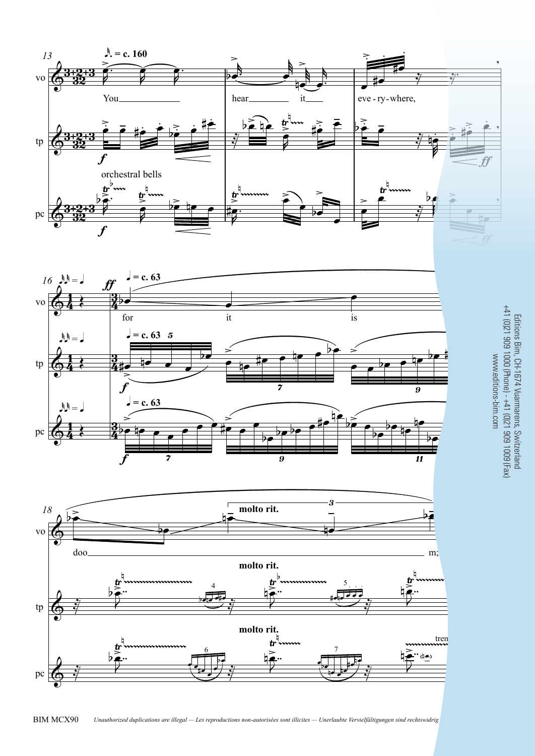13 ♪. = c. 160

vo: You hear it eve - ry - where,

tp

pc: orchestral bells

16 ♪♪ = ♩ — ♩ = c. 63

vo: for it is

tp

pc

18 molto rit.

vo: doo m;

tp

pc: tren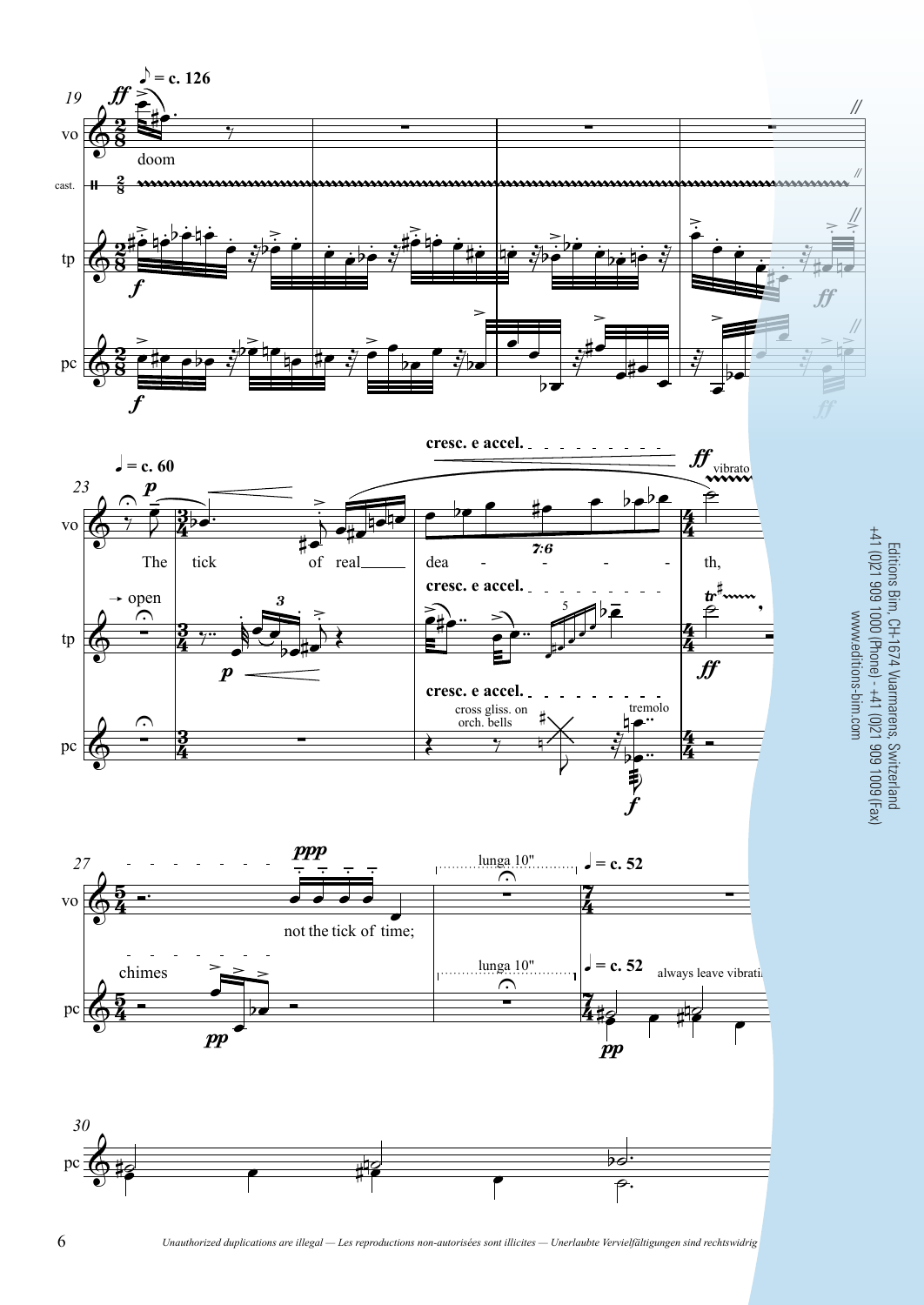19

♪ = c. 126

vo: *ff* doom

cast.

tp: *f*

pc: *f*

23

♩ = c. 60

vo: *p* The tick of real dea - - - - th,

**cresc. e accel.**

*ff* vibrato

tp: → open

*p*

**cresc. e accel.**

*ff*

pc: **cresc. e accel.**

cross gliss. on orch. bells

tremolo

*f*

27

vo: *ppp* not the tick of time;

lunga 10"

♩ = c. 52

pc: chimes

*pp*

lunga 10"

♩ = c. 52

always leave vibrati

*pp*

30

pc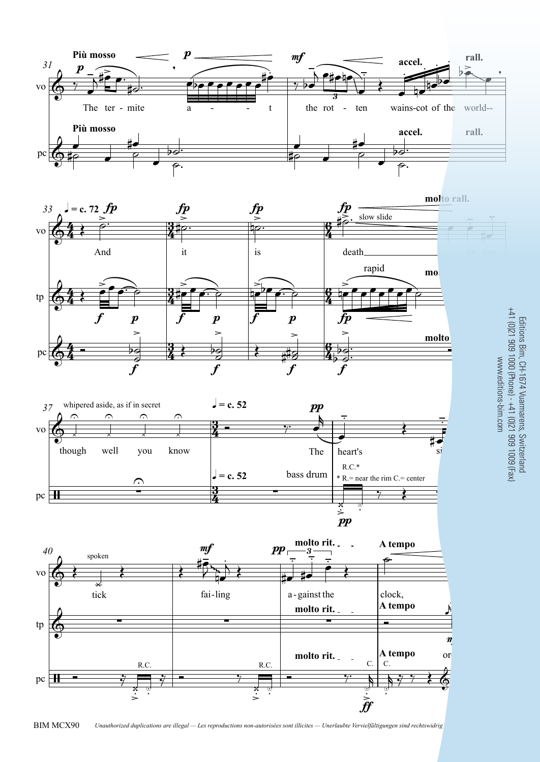Più mosso

The ter - mite a - - - t the rot - ten wains-cot of the world--

accel. rall.

♩ = c. 72

And it is death to you

slow slide

rapid

molto rall.

whipered aside, as if in secret

though well you know

♩ = c. 52

The heart's

bass drum

R.C.*

* R.= near the rim C.= center

spoken

tick fai-ling a - gainst the clock,

molto rit.

A tempo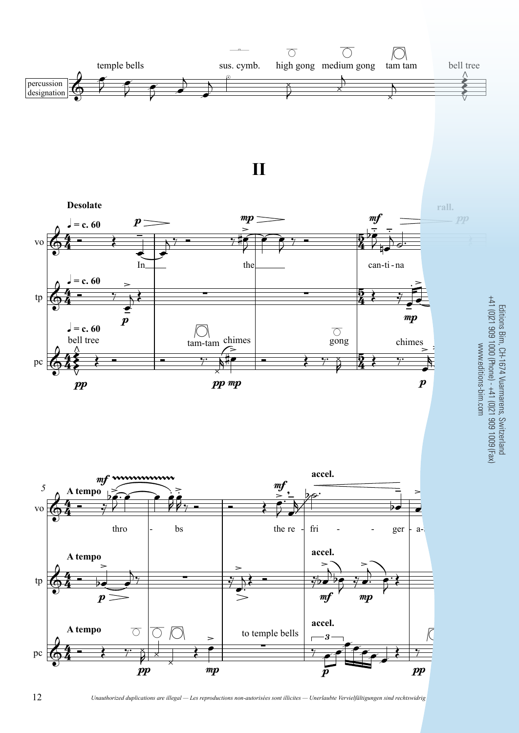## II

**Desolate**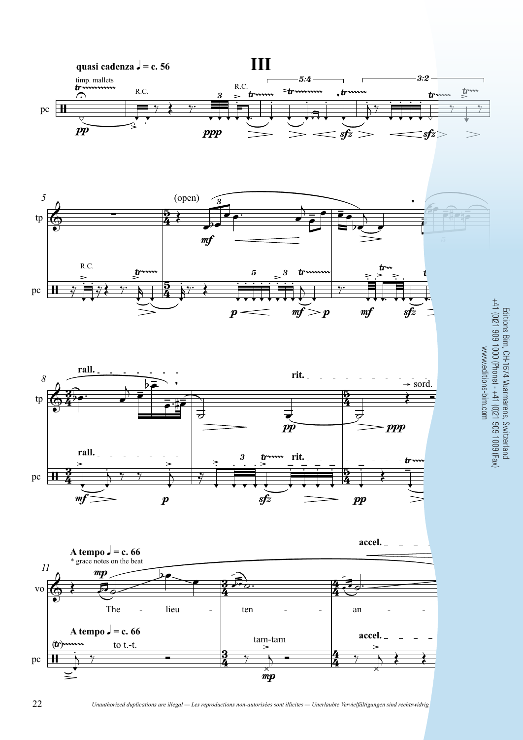# III

quasi cadenza ♩ = c. 56

timp. mallets

R.C.

(open)

rall.

rit.

→ sord.

A tempo ♩ = c. 66

* grace notes on the beat

accel.

to t.-t.

tam-tam

The - lieu - ten - an -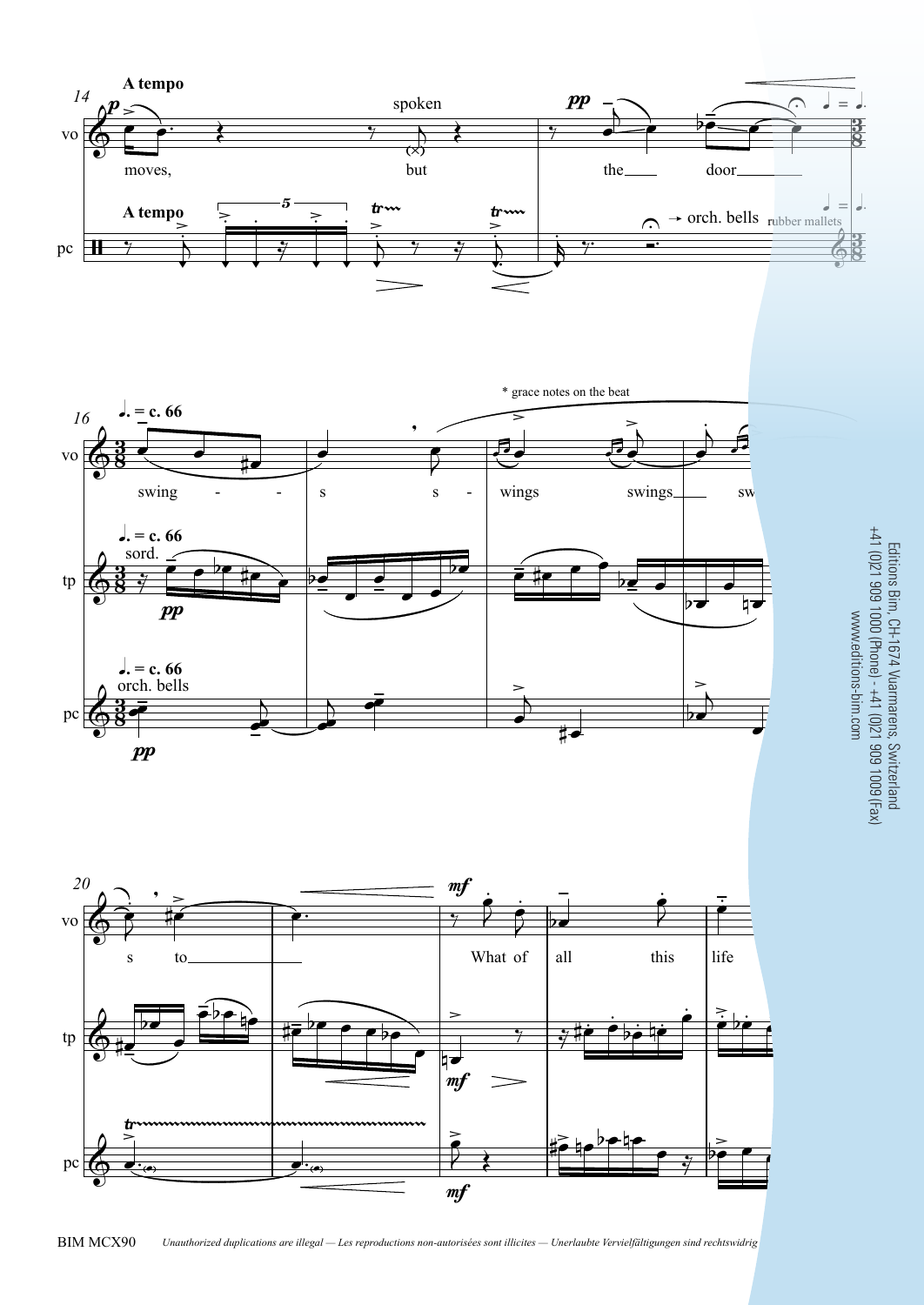**A tempo**

spoken

moves, but the door

**A tempo**

→ orch. bells rubber mallets

**♩. = c. 66**

sord.

orch. bells

\* grace notes on the beat

swing - - s s - wings swings sw

s to What of all this life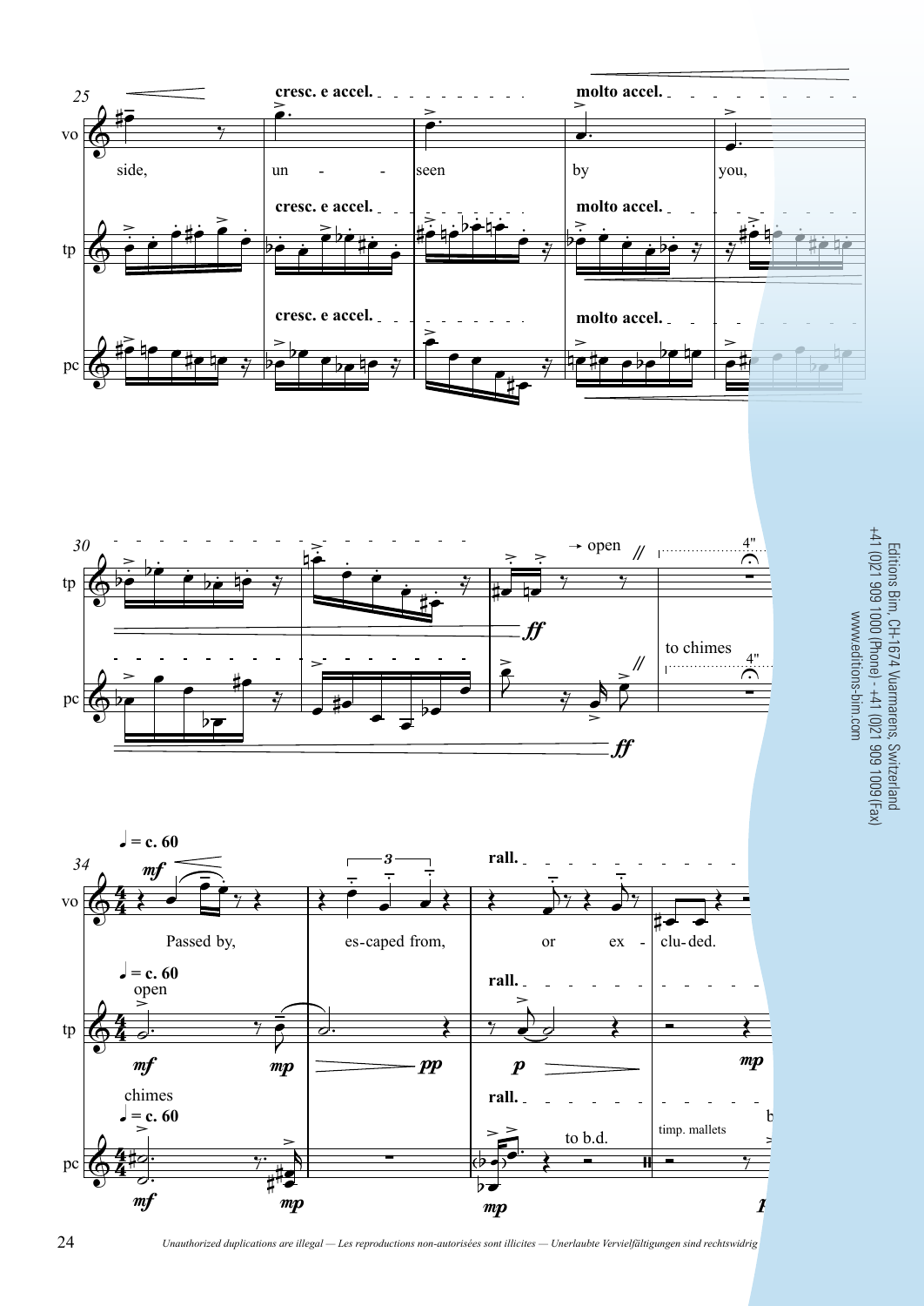cresc. e accel.

molto accel.

vo: side, un - seen by you,

tp: cresc. e accel. molto accel.

pc: cresc. e accel. molto accel.

→ open

4"

to chimes

4"

*ff*

*ff*

♩ = c. 60

*mf*

vo: Passed by, es-caped from, or ex - clu- ded.

rall.

♩ = c. 60

open

tp: *mf* *mp* *pp* *p* *mp*

rall.

chimes

♩ = c. 60

pc: *mf* *mp* *mp*

rall.

to b.d.

timp. mallets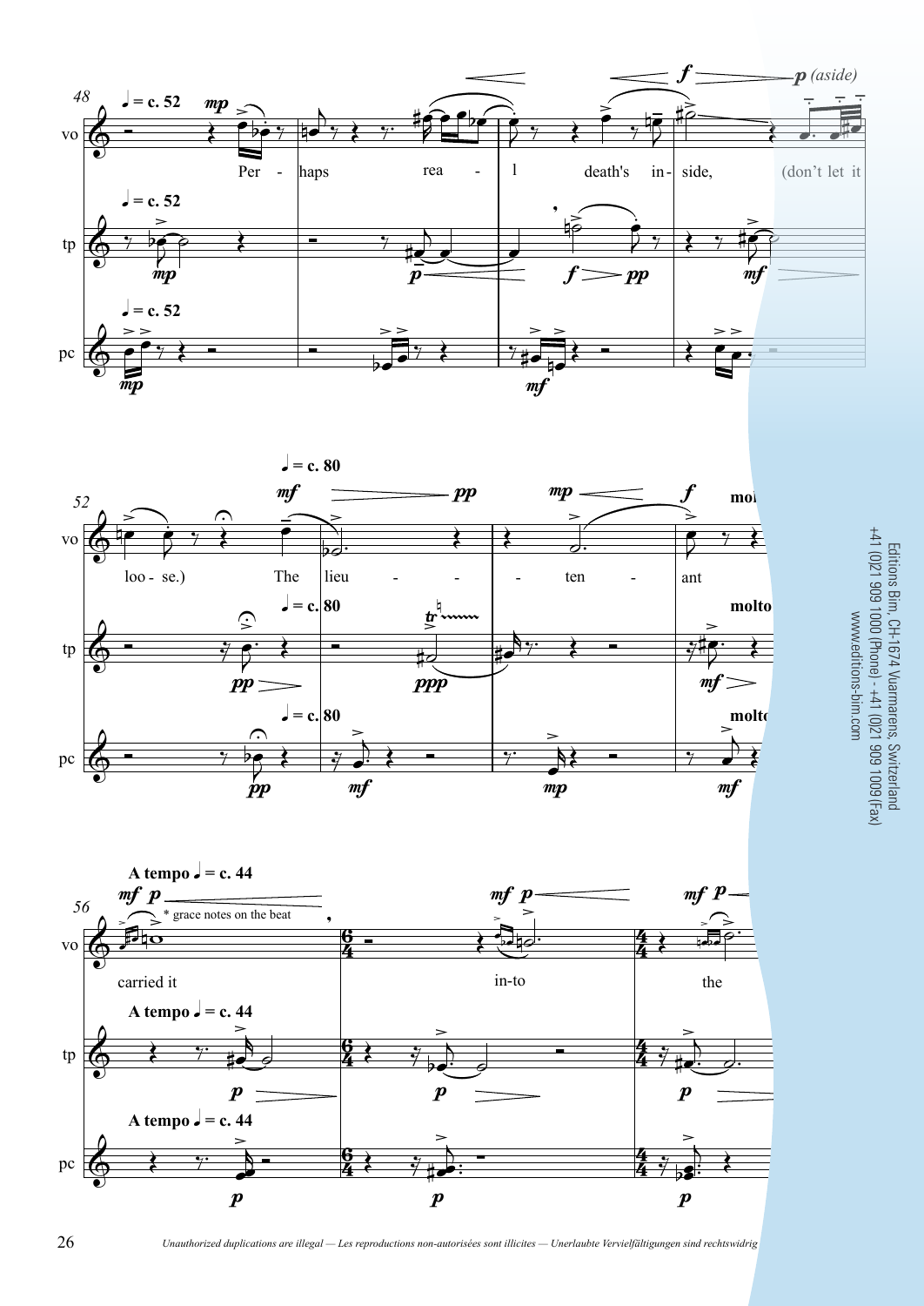48

♩ = c. 52

vo: Per - haps rea - l death's in - side, *(don't let it*

52

♩ = c. 80

vo: loo - se.) The lieu - - - ten - ant

molto

56

A tempo ♩ = c. 44

* grace notes on the beat

vo: carried it in-to the